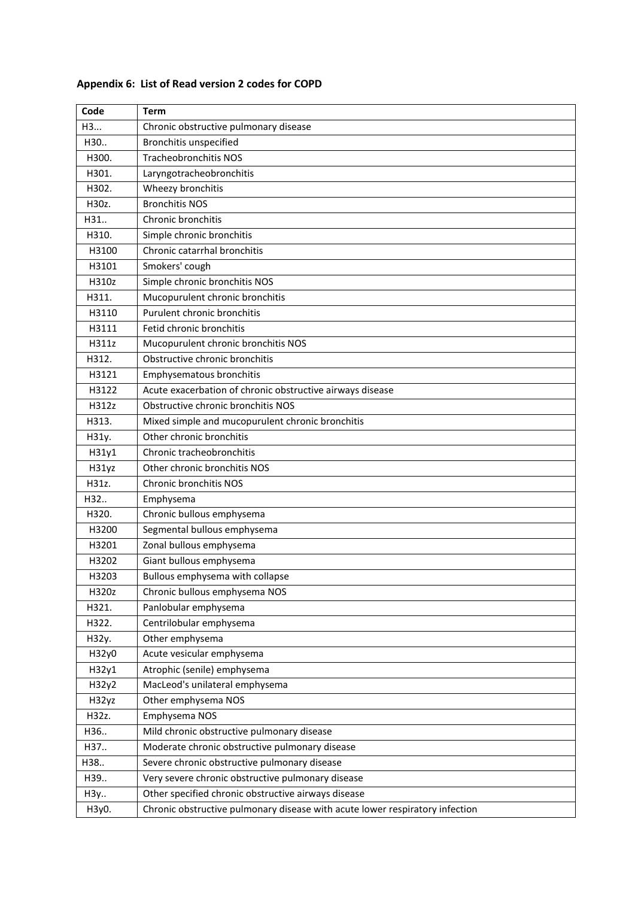**Appendix 6: List of Read version 2 codes for COPD**

| Code | Term |
| --- | --- |
| H3... | Chronic obstructive pulmonary disease |
| H30.. | Bronchitis unspecified |
| H300. | Tracheobronchitis NOS |
| H301. | Laryngotracheobronchitis |
| H302. | Wheezy bronchitis |
| H30z. | Bronchitis NOS |
| H31.. | Chronic bronchitis |
| H310. | Simple chronic bronchitis |
| H3100 | Chronic catarrhal bronchitis |
| H3101 | Smokers' cough |
| H310z | Simple chronic bronchitis NOS |
| H311. | Mucopurulent chronic bronchitis |
| H3110 | Purulent chronic bronchitis |
| H3111 | Fetid chronic bronchitis |
| H311z | Mucopurulent chronic bronchitis NOS |
| H312. | Obstructive chronic bronchitis |
| H3121 | Emphysematous bronchitis |
| H3122 | Acute exacerbation of chronic obstructive airways disease |
| H312z | Obstructive chronic bronchitis NOS |
| H313. | Mixed simple and mucopurulent chronic bronchitis |
| H31y. | Other chronic bronchitis |
| H31y1 | Chronic tracheobronchitis |
| H31yz | Other chronic bronchitis NOS |
| H31z. | Chronic bronchitis NOS |
| H32.. | Emphysema |
| H320. | Chronic bullous emphysema |
| H3200 | Segmental bullous emphysema |
| H3201 | Zonal bullous emphysema |
| H3202 | Giant bullous emphysema |
| H3203 | Bullous emphysema with collapse |
| H320z | Chronic bullous emphysema NOS |
| H321. | Panlobular emphysema |
| H322. | Centrilobular emphysema |
| H32y. | Other emphysema |
| H32y0 | Acute vesicular emphysema |
| H32y1 | Atrophic (senile) emphysema |
| H32y2 | MacLeod's unilateral emphysema |
| H32yz | Other emphysema NOS |
| H32z. | Emphysema NOS |
| H36.. | Mild chronic obstructive pulmonary disease |
| H37.. | Moderate chronic obstructive pulmonary disease |
| H38.. | Severe chronic obstructive pulmonary disease |
| H39.. | Very severe chronic obstructive pulmonary disease |
| H3y.. | Other specified chronic obstructive airways disease |
| H3y0. | Chronic obstructive pulmonary disease with acute lower respiratory infection |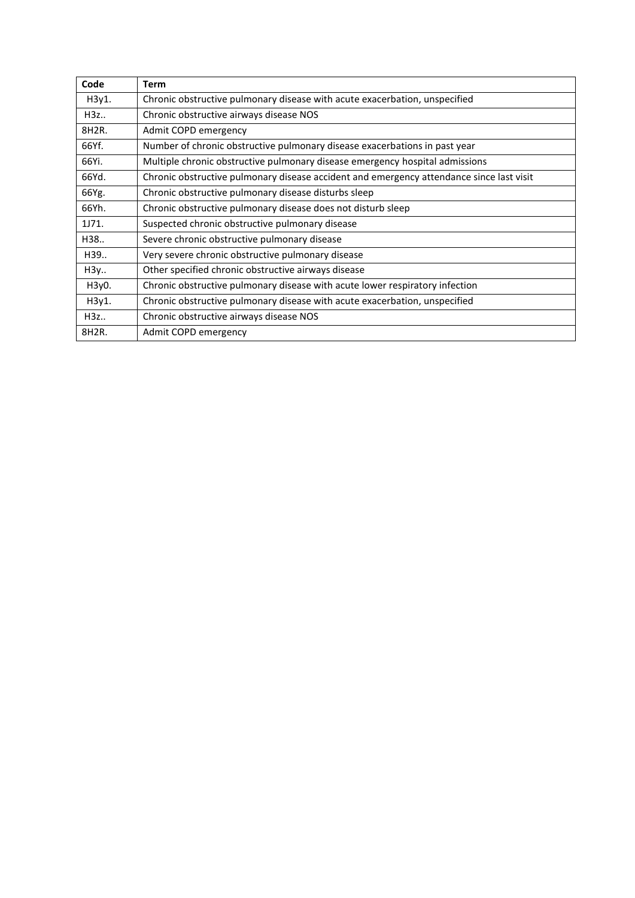| Code | Term |
|---|---|
| H3y1. | Chronic obstructive pulmonary disease with acute exacerbation, unspecified |
| H3z.. | Chronic obstructive airways disease NOS |
| 8H2R. | Admit COPD emergency |
| 66Yf. | Number of chronic obstructive pulmonary disease exacerbations in past year |
| 66Yi. | Multiple chronic obstructive pulmonary disease emergency hospital admissions |
| 66Yd. | Chronic obstructive pulmonary disease accident and emergency attendance since last visit |
| 66Yg. | Chronic obstructive pulmonary disease disturbs sleep |
| 66Yh. | Chronic obstructive pulmonary disease does not disturb sleep |
| 1J71. | Suspected chronic obstructive pulmonary disease |
| H38.. | Severe chronic obstructive pulmonary disease |
| H39.. | Very severe chronic obstructive pulmonary disease |
| H3y.. | Other specified chronic obstructive airways disease |
| H3y0. | Chronic obstructive pulmonary disease with acute lower respiratory infection |
| H3y1. | Chronic obstructive pulmonary disease with acute exacerbation, unspecified |
| H3z.. | Chronic obstructive airways disease NOS |
| 8H2R. | Admit COPD emergency |